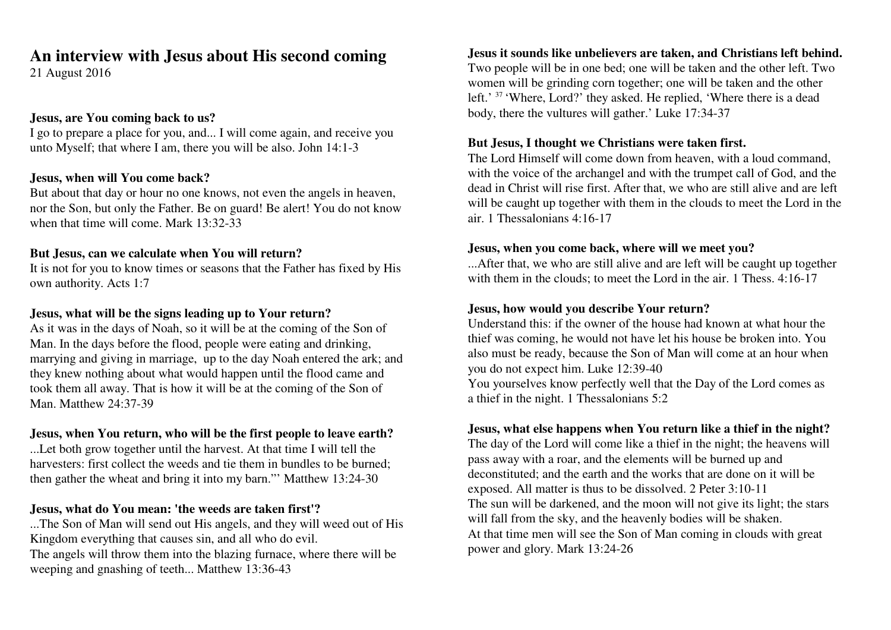# An interview with Jesus about His second coming

21 August 2016

**Jesus, are You coming back to us?**

I go to prepare a place for you, and... I will come again, and receive you unto Myself; that where I am, there you will be also. John 14:1-3

**Jesus, when will You come back?**

But about that day or hour no one knows, not even the angels in heaven, nor the Son, but only the Father. Be on guard! Be alert! You do not know when that time will come. Mark 13:32-33

**But Jesus, can we calculate when You will return?**

It is not for you to know times or seasons that the Father has fixed by His own authority. Acts 1:7

**Jesus, what will be the signs leading up to Your return?**

As it was in the days of Noah, so it will be at the coming of the Son of Man. In the days before the flood, people were eating and drinking, marrying and giving in marriage, up to the day Noah entered the ark; and they knew nothing about what would happen until the flood came and took them all away. That is how it will be at the coming of the Son of Man. Matthew 24:37-39

**Jesus, when You return, who will be the first people to leave earth?**

...Let both grow together until the harvest. At that time I will tell the harvesters: first collect the weeds and tie them in bundles to be burned; then gather the wheat and bring it into my barn.'" Matthew 13:24-30

**Jesus, what do You mean: 'the weeds are taken first'?**

...The Son of Man will send out His angels, and they will weed out of His Kingdom everything that causes sin, and all who do evil.
The angels will throw them into the blazing furnace, where there will be weeping and gnashing of teeth... Matthew 13:36-43

**Jesus it sounds like unbelievers are taken, and Christians left behind.**

Two people will be in one bed; one will be taken and the other left. Two women will be grinding corn together; one will be taken and the other left.' [37] 'Where, Lord?' they asked. He replied, 'Where there is a dead body, there the vultures will gather.' Luke 17:34-37

**But Jesus, I thought we Christians were taken first.**

The Lord Himself will come down from heaven, with a loud command, with the voice of the archangel and with the trumpet call of God, and the dead in Christ will rise first. After that, we who are still alive and are left will be caught up together with them in the clouds to meet the Lord in the air. 1 Thessalonians 4:16-17

**Jesus, when you come back, where will we meet you?**

...After that, we who are still alive and are left will be caught up together with them in the clouds; to meet the Lord in the air. 1 Thess. 4:16-17

**Jesus, how would you describe Your return?**

Understand this: if the owner of the house had known at what hour the thief was coming, he would not have let his house be broken into. You also must be ready, because the Son of Man will come at an hour when you do not expect him. Luke 12:39-40
You yourselves know perfectly well that the Day of the Lord comes as a thief in the night. 1 Thessalonians 5:2

**Jesus, what else happens when You return like a thief in the night?**

The day of the Lord will come like a thief in the night; the heavens will pass away with a roar, and the elements will be burned up and deconstituted; and the earth and the works that are done on it will be exposed. All matter is thus to be dissolved. 2 Peter 3:10-11
The sun will be darkened, and the moon will not give its light; the stars will fall from the sky, and the heavenly bodies will be shaken.
At that time men will see the Son of Man coming in clouds with great power and glory. Mark 13:24-26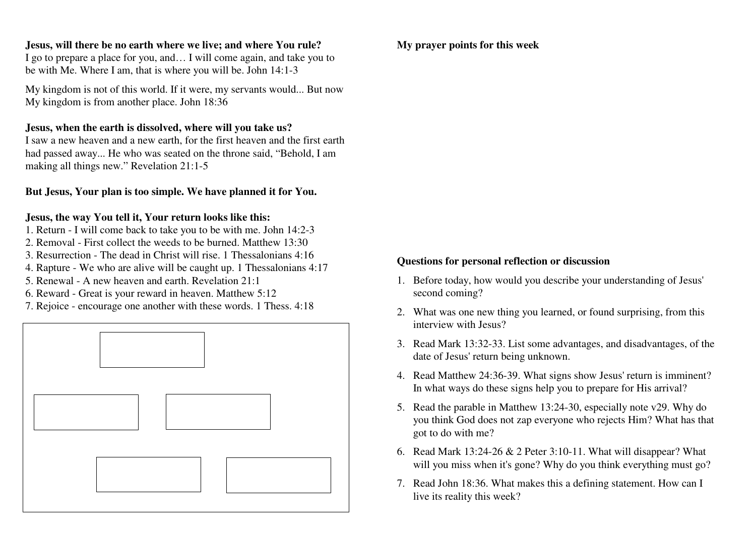**Jesus, will there be no earth where we live; and where You rule?**
I go to prepare a place for you, and… I will come again, and take you to be with Me. Where I am, that is where you will be. John 14:1-3

My kingdom is not of this world. If it were, my servants would... But now My kingdom is from another place. John 18:36

**Jesus, when the earth is dissolved, where will you take us?**
I saw a new heaven and a new earth, for the first heaven and the first earth had passed away... He who was seated on the throne said, "Behold, I am making all things new." Revelation 21:1-5

**But Jesus, Your plan is too simple. We have planned it for You.**

**Jesus, the way You tell it, Your return looks like this:**

1. Return - I will come back to take you to be with me. John 14:2-3
2. Removal - First collect the weeds to be burned. Matthew 13:30
3. Resurrection - The dead in Christ will rise. 1 Thessalonians 4:16
4. Rapture - We who are alive will be caught up. 1 Thessalonians 4:17
5. Renewal - A new heaven and earth. Revelation 21:1
6. Reward - Great is your reward in heaven. Matthew 5:12
7. Rejoice - encourage one another with these words. 1 Thess. 4:18

**My prayer points for this week**

**Questions for personal reflection or discussion**

1. Before today, how would you describe your understanding of Jesus' second coming?
2. What was one new thing you learned, or found surprising, from this interview with Jesus?
3. Read Mark 13:32-33. List some advantages, and disadvantages, of the date of Jesus' return being unknown.
4. Read Matthew 24:36-39. What signs show Jesus' return is imminent? In what ways do these signs help you to prepare for His arrival?
5. Read the parable in Matthew 13:24-30, especially note v29. Why do you think God does not zap everyone who rejects Him? What has that got to do with me?
6. Read Mark 13:24-26 & 2 Peter 3:10-11. What will disappear? What will you miss when it's gone? Why do you think everything must go?
7. Read John 18:36. What makes this a defining statement. How can I live its reality this week?